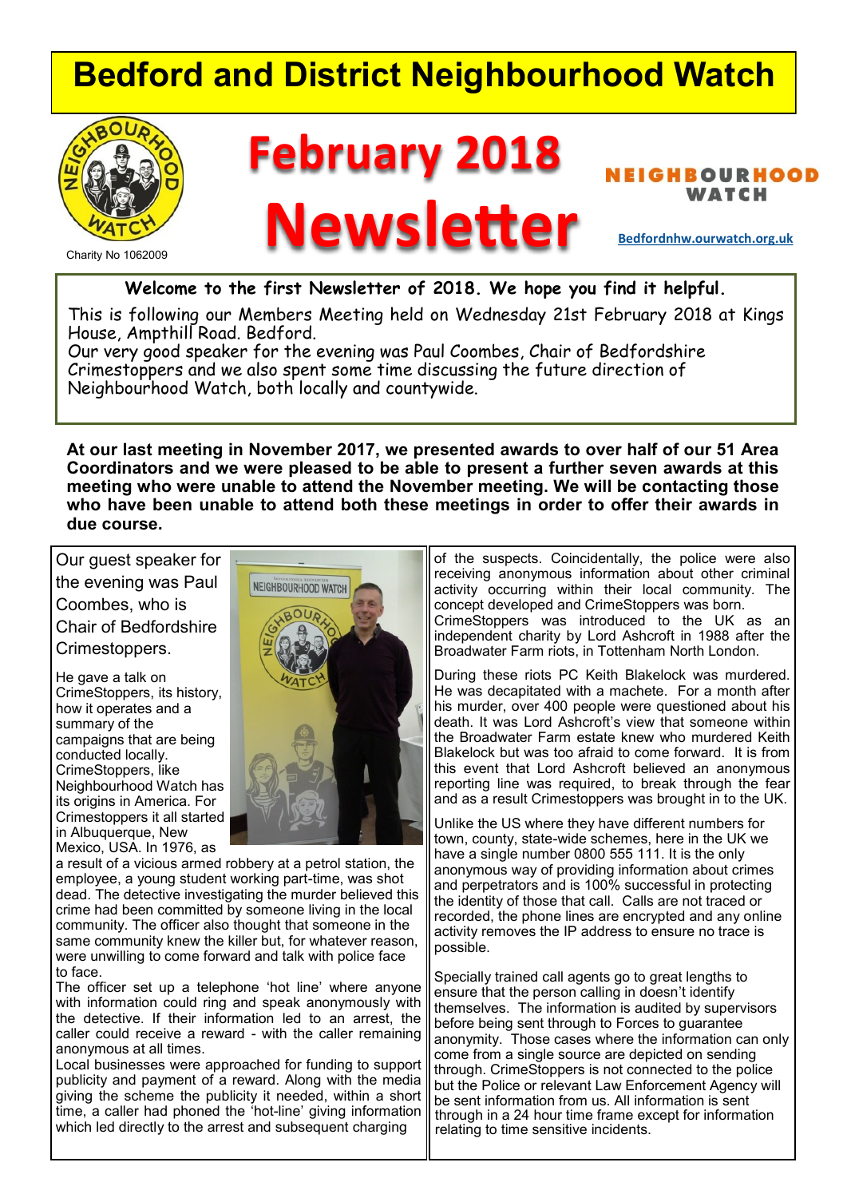# Bedford and District Neighbourhood Watch

Charity No 1062009

# February 2018 Newsletter

NEIGHBOURHOOD WATCH

Bedfordnhw.ourwatch.org.uk

**Welcome to the first Newsletter of 2018. We hope you find it helpful.**

This is following our Members Meeting held on Wednesday 21st February 2018 at Kings House, Ampthill Road. Bedford.
Our very good speaker for the evening was Paul Coombes, Chair of Bedfordshire Crimestoppers and we also spent some time discussing the future direction of Neighbourhood Watch, both locally and countywide.

**At our last meeting in November 2017, we presented awards to over half of our 51 Area Coordinators and we were pleased to be able to present a further seven awards at this meeting who were unable to attend the November meeting. We will be contacting those who have been unable to attend both these meetings in order to offer their awards in due course.**

Our guest speaker for the evening was Paul Coombes, who is Chair of Bedfordshire Crimestoppers.

He gave a talk on CrimeStoppers, its history, how it operates and a summary of the campaigns that are being conducted locally. CrimeStoppers, like Neighbourhood Watch has its origins in America. For Crimestoppers it all started in Albuquerque, New Mexico, USA. In 1976, as a result of a vicious armed robbery at a petrol station, the employee, a young student working part-time, was shot dead. The detective investigating the murder believed this crime had been committed by someone living in the local community. The officer also thought that someone in the same community knew the killer but, for whatever reason, were unwilling to come forward and talk with police face to face.
The officer set up a telephone 'hot line' where anyone with information could ring and speak anonymously with the detective. If their information led to an arrest, the caller could receive a reward - with the caller remaining anonymous at all times.
Local businesses were approached for funding to support publicity and payment of a reward. Along with the media giving the scheme the publicity it needed, within a short time, a caller had phoned the 'hot-line' giving information which led directly to the arrest and subsequent charging of the suspects. Coincidentally, the police were also receiving anonymous information about other criminal activity occurring within their local community. The concept developed and CrimeStoppers was born.
CrimeStoppers was introduced to the UK as an independent charity by Lord Ashcroft in 1988 after the Broadwater Farm riots, in Tottenham North London.

During these riots PC Keith Blakelock was murdered. He was decapitated with a machete. For a month after his murder, over 400 people were questioned about his death. It was Lord Ashcroft's view that someone within the Broadwater Farm estate knew who murdered Keith Blakelock but was too afraid to come forward. It is from this event that Lord Ashcroft believed an anonymous reporting line was required, to break through the fear and as a result Crimestoppers was brought in to the UK.

Unlike the US where they have different numbers for town, county, state-wide schemes, here in the UK we have a single number 0800 555 111. It is the only anonymous way of providing information about crimes and perpetrators and is 100% successful in protecting the identity of those that call. Calls are not traced or recorded, the phone lines are encrypted and any online activity removes the IP address to ensure no trace is possible.

Specially trained call agents go to great lengths to ensure that the person calling in doesn't identify themselves. The information is audited by supervisors before being sent through to Forces to guarantee anonymity. Those cases where the information can only come from a single source are depicted on sending through. CrimeStoppers is not connected to the police but the Police or relevant Law Enforcement Agency will be sent information from us. All information is sent through in a 24 hour time frame except for information relating to time sensitive incidents.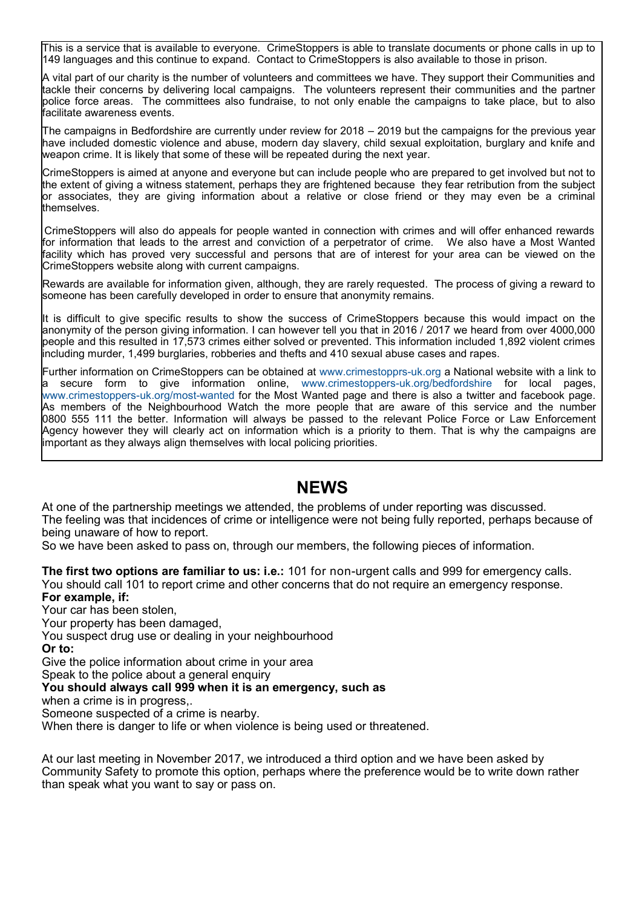This is a service that is available to everyone. CrimeStoppers is able to translate documents or phone calls in up to 149 languages and this continue to expand. Contact to CrimeStoppers is also available to those in prison.

A vital part of our charity is the number of volunteers and committees we have. They support their Communities and tackle their concerns by delivering local campaigns. The volunteers represent their communities and the partner police force areas. The committees also fundraise, to not only enable the campaigns to take place, but to also facilitate awareness events.

The campaigns in Bedfordshire are currently under review for 2018 – 2019 but the campaigns for the previous year have included domestic violence and abuse, modern day slavery, child sexual exploitation, burglary and knife and weapon crime. It is likely that some of these will be repeated during the next year.

CrimeStoppers is aimed at anyone and everyone but can include people who are prepared to get involved but not to the extent of giving a witness statement, perhaps they are frightened because they fear retribution from the subject or associates, they are giving information about a relative or close friend or they may even be a criminal themselves.

CrimeStoppers will also do appeals for people wanted in connection with crimes and will offer enhanced rewards for information that leads to the arrest and conviction of a perpetrator of crime. We also have a Most Wanted facility which has proved very successful and persons that are of interest for your area can be viewed on the CrimeStoppers website along with current campaigns.

Rewards are available for information given, although, they are rarely requested. The process of giving a reward to someone has been carefully developed in order to ensure that anonymity remains.

It is difficult to give specific results to show the success of CrimeStoppers because this would impact on the anonymity of the person giving information. I can however tell you that in 2016 / 2017 we heard from over 4000,000 people and this resulted in 17,573 crimes either solved or prevented. This information included 1,892 violent crimes including murder, 1,499 burglaries, robberies and thefts and 410 sexual abuse cases and rapes.

Further information on CrimeStoppers can be obtained at www.crimestopprs-uk.org a National website with a link to a secure form to give information online, www.crimestoppers-uk.org/bedfordshire for local pages, www.crimestoppers-uk.org/most-wanted for the Most Wanted page and there is also a twitter and facebook page. As members of the Neighbourhood Watch the more people that are aware of this service and the number 0800 555 111 the better. Information will always be passed to the relevant Police Force or Law Enforcement Agency however they will clearly act on information which is a priority to them. That is why the campaigns are important as they always align themselves with local policing priorities.

## NEWS

At one of the partnership meetings we attended, the problems of under reporting was discussed. The feeling was that incidences of crime or intelligence were not being fully reported, perhaps because of being unaware of how to report.

So we have been asked to pass on, through our members, the following pieces of information.

**The first two options are familiar to us: i.e.:** 101 for non-urgent calls and 999 for emergency calls.
You should call 101 to report crime and other concerns that do not require an emergency response.

**For example, if:**

Your car has been stolen,

Your property has been damaged,

You suspect drug use or dealing in your neighbourhood

**Or to:**

Give the police information about crime in your area

Speak to the police about a general enquiry

**You should always call 999 when it is an emergency, such as**

when a crime is in progress,.

Someone suspected of a crime is nearby.

When there is danger to life or when violence is being used or threatened.

At our last meeting in November 2017, we introduced a third option and we have been asked by Community Safety to promote this option, perhaps where the preference would be to write down rather than speak what you want to say or pass on.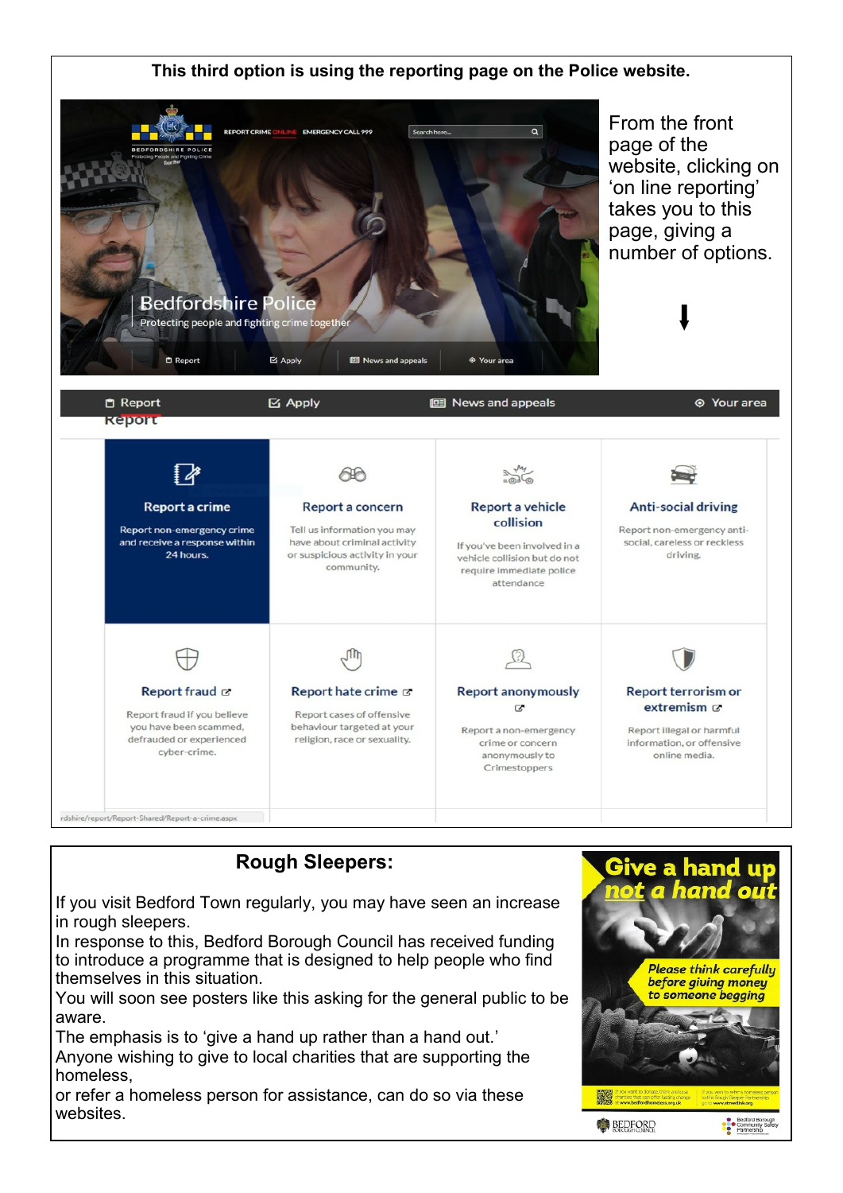**This third option is using the reporting page on the Police website.**

From the front page of the website, clicking on 'on line reporting' takes you to this page, giving a number of options.

## Rough Sleepers:

If you visit Bedford Town regularly, you may have seen an increase in rough sleepers.
In response to this, Bedford Borough Council has received funding to introduce a programme that is designed to help people who find themselves in this situation.
You will soon see posters like this asking for the general public to be aware.
The emphasis is to 'give a hand up rather than a hand out.'
Anyone wishing to give to local charities that are supporting the homeless,
or refer a homeless person for assistance, can do so via these websites.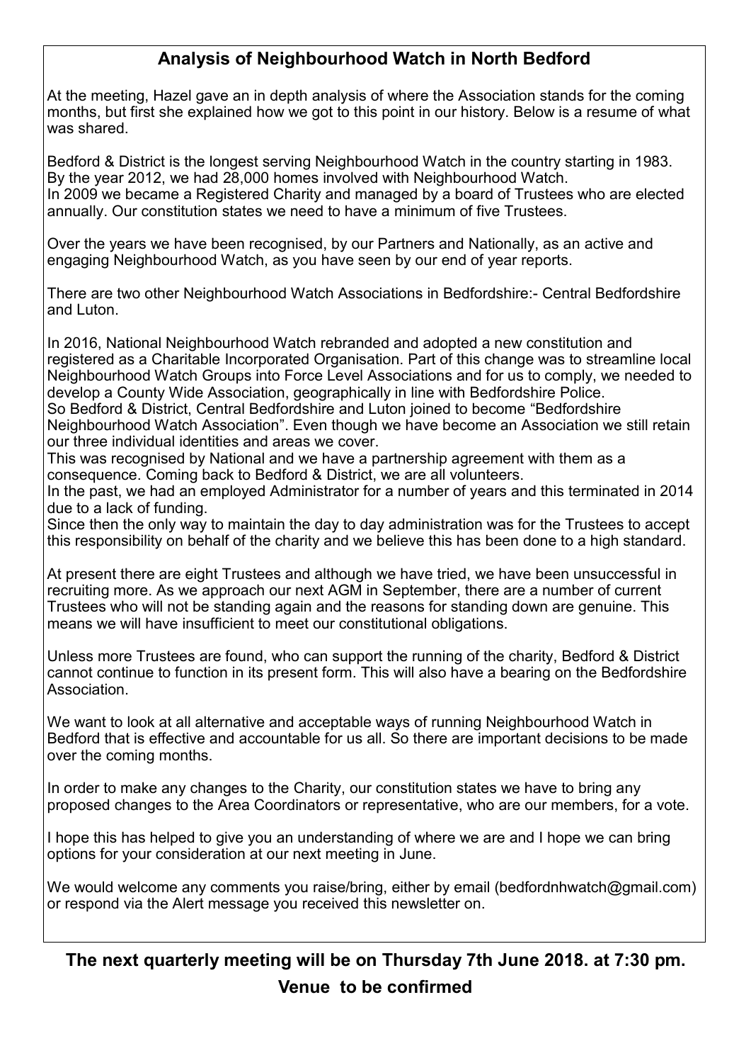## Analysis of Neighbourhood Watch in North Bedford

At the meeting, Hazel gave an in depth analysis of where the Association stands for the coming months, but first she explained how we got to this point in our history. Below is a resume of what was shared.

Bedford & District is the longest serving Neighbourhood Watch in the country starting in 1983. By the year 2012, we had 28,000 homes involved with Neighbourhood Watch.
In 2009 we became a Registered Charity and managed by a board of Trustees who are elected annually. Our constitution states we need to have a minimum of five Trustees.

Over the years we have been recognised, by our Partners and Nationally, as an active and engaging Neighbourhood Watch, as you have seen by our end of year reports.

There are two other Neighbourhood Watch Associations in Bedfordshire:- Central Bedfordshire and Luton.

In 2016, National Neighbourhood Watch rebranded and adopted a new constitution and registered as a Charitable Incorporated Organisation. Part of this change was to streamline local Neighbourhood Watch Groups into Force Level Associations and for us to comply, we needed to develop a County Wide Association, geographically in line with Bedfordshire Police.
So Bedford & District, Central Bedfordshire and Luton joined to become "Bedfordshire Neighbourhood Watch Association". Even though we have become an Association we still retain our three individual identities and areas we cover.
This was recognised by National and we have a partnership agreement with them as a consequence. Coming back to Bedford & District, we are all volunteers.
In the past, we had an employed Administrator for a number of years and this terminated in 2014 due to a lack of funding.
Since then the only way to maintain the day to day administration was for the Trustees to accept this responsibility on behalf of the charity and we believe this has been done to a high standard.

At present there are eight Trustees and although we have tried, we have been unsuccessful in recruiting more. As we approach our next AGM in September, there are a number of current Trustees who will not be standing again and the reasons for standing down are genuine. This means we will have insufficient to meet our constitutional obligations.

Unless more Trustees are found, who can support the running of the charity, Bedford & District cannot continue to function in its present form. This will also have a bearing on the Bedfordshire Association.

We want to look at all alternative and acceptable ways of running Neighbourhood Watch in Bedford that is effective and accountable for us all. So there are important decisions to be made over the coming months.

In order to make any changes to the Charity, our constitution states we have to bring any proposed changes to the Area Coordinators or representative, who are our members, for a vote.

I hope this has helped to give you an understanding of where we are and I hope we can bring options for your consideration at our next meeting in June.

We would welcome any comments you raise/bring, either by email (bedfordnhwatch@gmail.com) or respond via the Alert message you received this newsletter on.

**The next quarterly meeting will be on Thursday 7th June 2018. at 7:30 pm.**

**Venue to be confirmed**